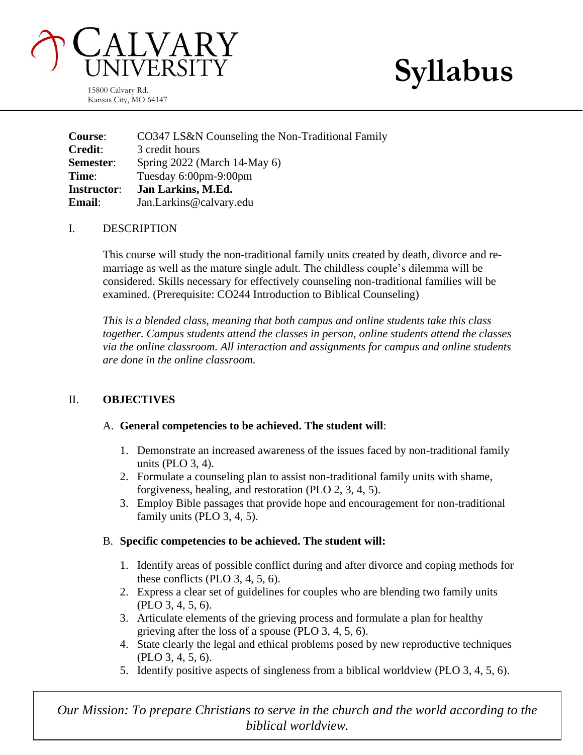# CALVARY UNIVERSITY

15800 Calvary Rd.
Kansas City, MO 64147

# Syllabus

| | |
|---|---|
| **Course**: | CO347 LS&N Counseling the Non-Traditional Family |
| **Credit**: | 3 credit hours |
| **Semester**: | Spring 2022 (March 14-May 6) |
| **Time**: | Tuesday 6:00pm-9:00pm |
| **Instructor**: | **Jan Larkins, M.Ed.** |
| **Email**: | Jan.Larkins@calvary.edu |

## I. DESCRIPTION

This course will study the non-traditional family units created by death, divorce and re-marriage as well as the mature single adult. The childless couple's dilemma will be considered. Skills necessary for effectively counseling non-traditional families will be examined. (Prerequisite: CO244 Introduction to Biblical Counseling)

*This is a blended class, meaning that both campus and online students take this class together. Campus students attend the classes in person, online students attend the classes via the online classroom. All interaction and assignments for campus and online students are done in the online classroom.*

## II. OBJECTIVES

### A. General competencies to be achieved. The student will:

1. Demonstrate an increased awareness of the issues faced by non-traditional family units (PLO 3, 4).
2. Formulate a counseling plan to assist non-traditional family units with shame, forgiveness, healing, and restoration (PLO 2, 3, 4, 5).
3. Employ Bible passages that provide hope and encouragement for non-traditional family units (PLO 3, 4, 5).

### B. Specific competencies to be achieved. The student will:

1. Identify areas of possible conflict during and after divorce and coping methods for these conflicts (PLO 3, 4, 5, 6).
2. Express a clear set of guidelines for couples who are blending two family units (PLO 3, 4, 5, 6).
3. Articulate elements of the grieving process and formulate a plan for healthy grieving after the loss of a spouse (PLO 3, 4, 5, 6).
4. State clearly the legal and ethical problems posed by new reproductive techniques (PLO 3, 4, 5, 6).
5. Identify positive aspects of singleness from a biblical worldview (PLO 3, 4, 5, 6).

*Our Mission: To prepare Christians to serve in the church and the world according to the biblical worldview.*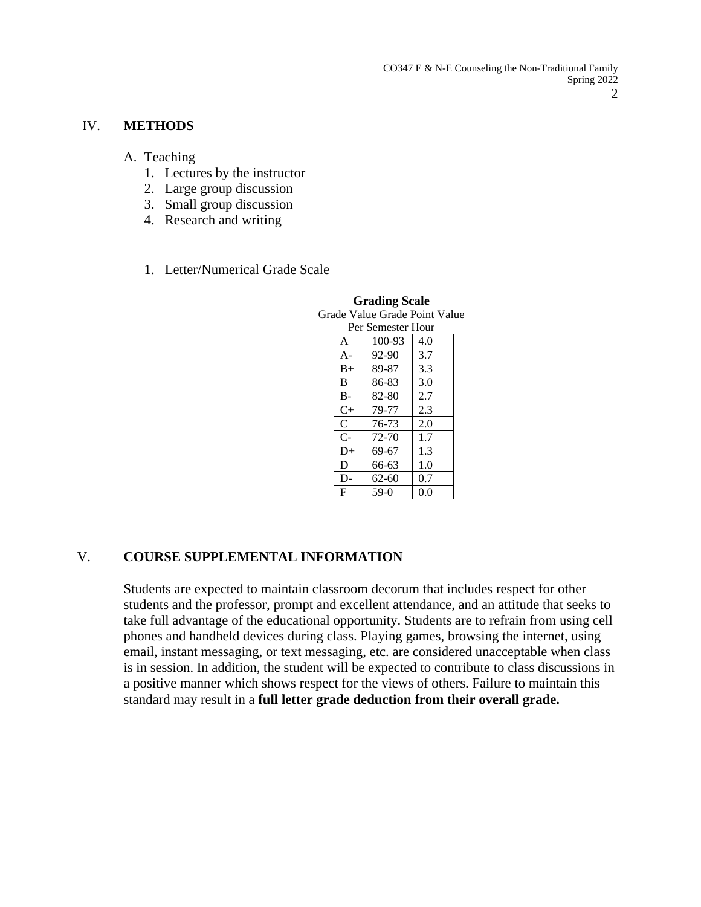## IV. METHODS

A. Teaching
   1. Lectures by the instructor
   2. Large group discussion
   3. Small group discussion
   4. Research and writing

   1. Letter/Numerical Grade Scale

**Grading Scale**
Grade Value Grade Point Value
Per Semester Hour

| | | |
|---|---|---|
| A | 100-93 | 4.0 |
| A- | 92-90 | 3.7 |
| B+ | 89-87 | 3.3 |
| B | 86-83 | 3.0 |
| B- | 82-80 | 2.7 |
| C+ | 79-77 | 2.3 |
| C | 76-73 | 2.0 |
| C- | 72-70 | 1.7 |
| D+ | 69-67 | 1.3 |
| D | 66-63 | 1.0 |
| D- | 62-60 | 0.7 |
| F | 59-0 | 0.0 |

## V. COURSE SUPPLEMENTAL INFORMATION

Students are expected to maintain classroom decorum that includes respect for other students and the professor, prompt and excellent attendance, and an attitude that seeks to take full advantage of the educational opportunity. Students are to refrain from using cell phones and handheld devices during class. Playing games, browsing the internet, using email, instant messaging, or text messaging, etc. are considered unacceptable when class is in session. In addition, the student will be expected to contribute to class discussions in a positive manner which shows respect for the views of others. Failure to maintain this standard may result in a **full letter grade deduction from their overall grade.**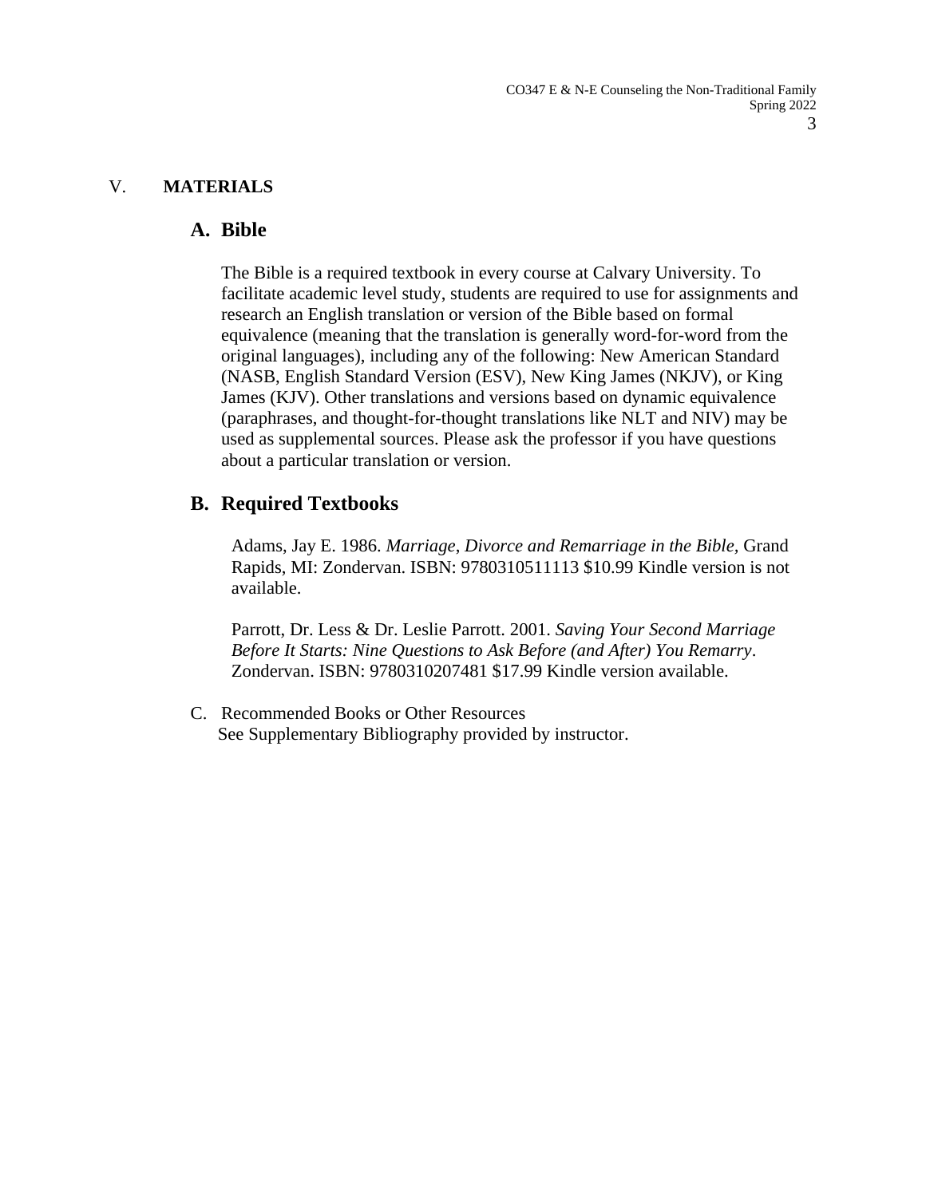## V. MATERIALS

### A. Bible

The Bible is a required textbook in every course at Calvary University. To facilitate academic level study, students are required to use for assignments and research an English translation or version of the Bible based on formal equivalence (meaning that the translation is generally word-for-word from the original languages), including any of the following: New American Standard (NASB, English Standard Version (ESV), New King James (NKJV), or King James (KJV). Other translations and versions based on dynamic equivalence (paraphrases, and thought-for-thought translations like NLT and NIV) may be used as supplemental sources. Please ask the professor if you have questions about a particular translation or version.

### B. Required Textbooks

Adams, Jay E. 1986. *Marriage, Divorce and Remarriage in the Bible*, Grand Rapids, MI: Zondervan. ISBN: 9780310511113 $10.99 Kindle version is not available.

Parrott, Dr. Less & Dr. Leslie Parrott. 2001. *Saving Your Second Marriage Before It Starts: Nine Questions to Ask Before (and After) You Remarry*. Zondervan. ISBN: 9780310207481 $17.99 Kindle version available.

C. Recommended Books or Other Resources
See Supplementary Bibliography provided by instructor.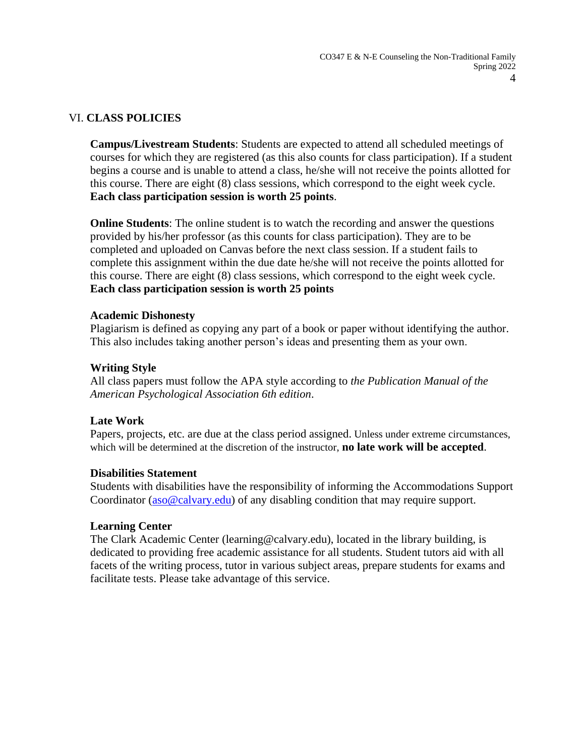## VI. **CLASS POLICIES**

**Campus/Livestream Students**: Students are expected to attend all scheduled meetings of courses for which they are registered (as this also counts for class participation). If a student begins a course and is unable to attend a class, he/she will not receive the points allotted for this course. There are eight (8) class sessions, which correspond to the eight week cycle. **Each class participation session is worth 25 points**.

**Online Students**: The online student is to watch the recording and answer the questions provided by his/her professor (as this counts for class participation). They are to be completed and uploaded on Canvas before the next class session. If a student fails to complete this assignment within the due date he/she will not receive the points allotted for this course. There are eight (8) class sessions, which correspond to the eight week cycle. **Each class participation session is worth 25 points**

### Academic Dishonesty

Plagiarism is defined as copying any part of a book or paper without identifying the author. This also includes taking another person's ideas and presenting them as your own.

### Writing Style

All class papers must follow the APA style according to *the Publication Manual of the American Psychological Association 6th edition*.

### Late Work

Papers, projects, etc. are due at the class period assigned. Unless under extreme circumstances, which will be determined at the discretion of the instructor, **no late work will be accepted**.

### Disabilities Statement

Students with disabilities have the responsibility of informing the Accommodations Support Coordinator (aso@calvary.edu) of any disabling condition that may require support.

### Learning Center

The Clark Academic Center (learning@calvary.edu), located in the library building, is dedicated to providing free academic assistance for all students. Student tutors aid with all facets of the writing process, tutor in various subject areas, prepare students for exams and facilitate tests. Please take advantage of this service.